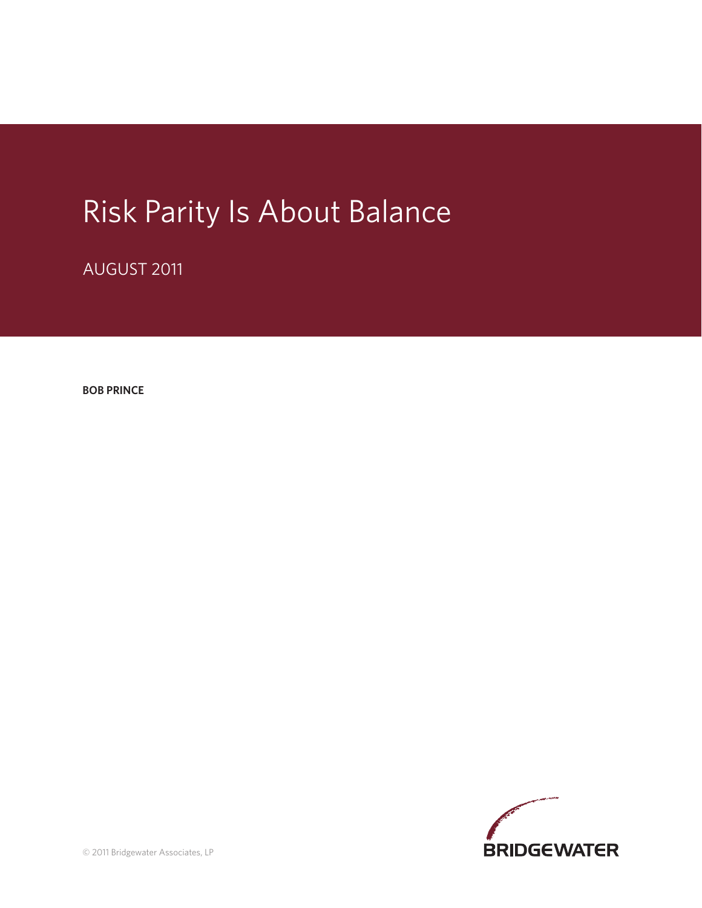# Risk Parity Is About Balance

AUGUST 2011

**BOB PRINCE**

© 2011 Bridgewater Associates, LP

BRIDGEWATER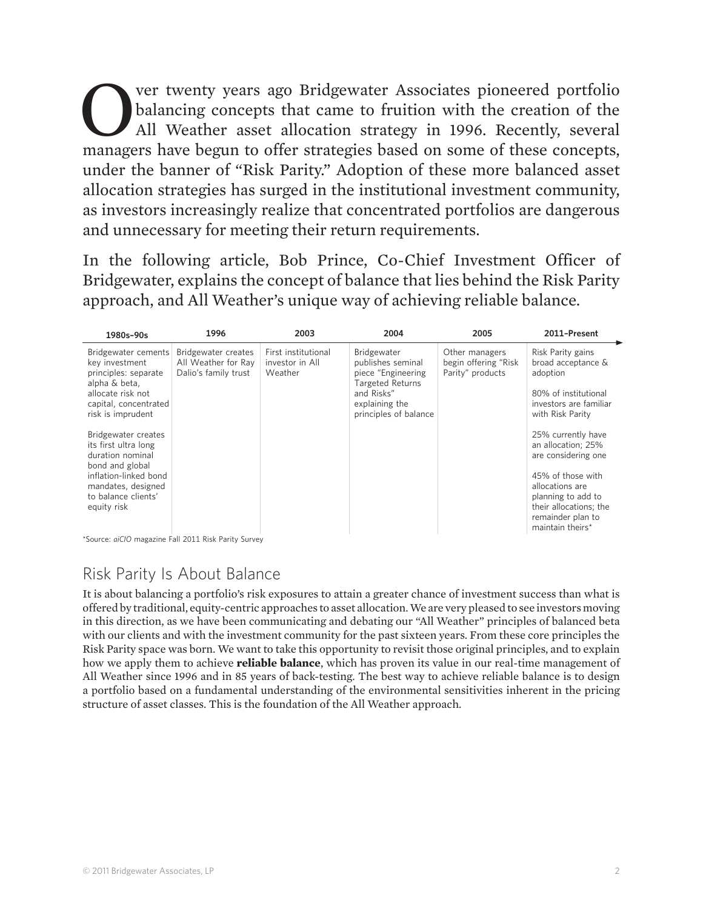Over twenty years ago Bridgewater Associates pioneered portfolio balancing concepts that came to fruition with the creation of the All Weather asset allocation strategy in 1996. Recently, several managers have begun to offer strategies based on some of these concepts, under the banner of "Risk Parity." Adoption of these more balanced asset allocation strategies has surged in the institutional investment community, as investors increasingly realize that concentrated portfolios are dangerous and unnecessary for meeting their return requirements.

In the following article, Bob Prince, Co-Chief Investment Officer of Bridgewater, explains the concept of balance that lies behind the Risk Parity approach, and All Weather's unique way of achieving reliable balance.

| 1980s–90s | 1996 | 2003 | 2004 | 2005 | 2011–Present |
|---|---|---|---|---|---|
| Bridgewater cements key investment principles: separate alpha & beta, allocate risk not capital, concentrated risk is imprudent<br><br>Bridgewater creates its first ultra long duration nominal bond and global inflation-linked bond mandates, designed to balance clients' equity risk | Bridgewater creates All Weather for Ray Dalio's family trust | First institutional investor in All Weather | Bridgewater publishes seminal piece "Engineering Targeted Returns and Risks" explaining the principles of balance | Other managers begin offering "Risk Parity" products | Risk Parity gains broad acceptance & adoption<br><br>80% of institutional investors are familiar with Risk Parity<br><br>25% currently have an allocation; 25% are considering one<br><br>45% of those with allocations are planning to add to their allocations; the remainder plan to maintain theirs* |

*Source: *aiCIO* magazine Fall 2011 Risk Parity Survey

## Risk Parity Is About Balance

It is about balancing a portfolio's risk exposures to attain a greater chance of investment success than what is offered by traditional, equity-centric approaches to asset allocation. We are very pleased to see investors moving in this direction, as we have been communicating and debating our "All Weather" principles of balanced beta with our clients and with the investment community for the past sixteen years. From these core principles the Risk Parity space was born. We want to take this opportunity to revisit those original principles, and to explain how we apply them to achieve **reliable balance**, which has proven its value in our real-time management of All Weather since 1996 and in 85 years of back-testing. The best way to achieve reliable balance is to design a portfolio based on a fundamental understanding of the environmental sensitivities inherent in the pricing structure of asset classes. This is the foundation of the All Weather approach.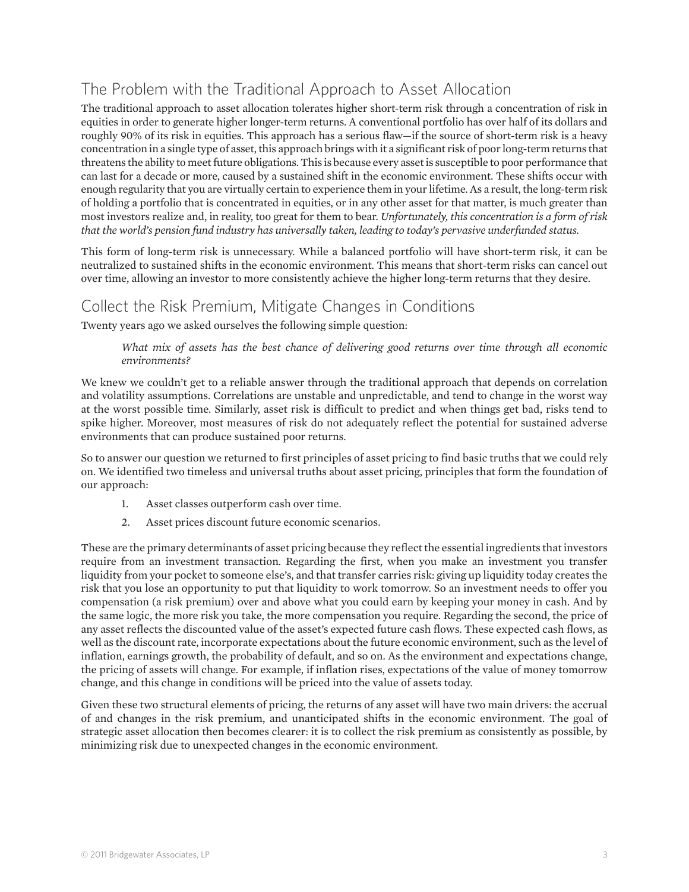## The Problem with the Traditional Approach to Asset Allocation

The traditional approach to asset allocation tolerates higher short-term risk through a concentration of risk in equities in order to generate higher longer-term returns. A conventional portfolio has over half of its dollars and roughly 90% of its risk in equities. This approach has a serious flaw—if the source of short-term risk is a heavy concentration in a single type of asset, this approach brings with it a significant risk of poor long-term returns that threatens the ability to meet future obligations. This is because every asset is susceptible to poor performance that can last for a decade or more, caused by a sustained shift in the economic environment. These shifts occur with enough regularity that you are virtually certain to experience them in your lifetime. As a result, the long-term risk of holding a portfolio that is concentrated in equities, or in any other asset for that matter, is much greater than most investors realize and, in reality, too great for them to bear. *Unfortunately, this concentration is a form of risk that the world's pension fund industry has universally taken, leading to today's pervasive underfunded status.*

This form of long-term risk is unnecessary. While a balanced portfolio will have short-term risk, it can be neutralized to sustained shifts in the economic environment. This means that short-term risks can cancel out over time, allowing an investor to more consistently achieve the higher long-term returns that they desire.

## Collect the Risk Premium, Mitigate Changes in Conditions

Twenty years ago we asked ourselves the following simple question:

> *What mix of assets has the best chance of delivering good returns over time through all economic environments?*

We knew we couldn't get to a reliable answer through the traditional approach that depends on correlation and volatility assumptions. Correlations are unstable and unpredictable, and tend to change in the worst way at the worst possible time. Similarly, asset risk is difficult to predict and when things get bad, risks tend to spike higher. Moreover, most measures of risk do not adequately reflect the potential for sustained adverse environments that can produce sustained poor returns.

So to answer our question we returned to first principles of asset pricing to find basic truths that we could rely on. We identified two timeless and universal truths about asset pricing, principles that form the foundation of our approach:

1. Asset classes outperform cash over time.
2. Asset prices discount future economic scenarios.

These are the primary determinants of asset pricing because they reflect the essential ingredients that investors require from an investment transaction. Regarding the first, when you make an investment you transfer liquidity from your pocket to someone else's, and that transfer carries risk: giving up liquidity today creates the risk that you lose an opportunity to put that liquidity to work tomorrow. So an investment needs to offer you compensation (a risk premium) over and above what you could earn by keeping your money in cash. And by the same logic, the more risk you take, the more compensation you require. Regarding the second, the price of any asset reflects the discounted value of the asset's expected future cash flows. These expected cash flows, as well as the discount rate, incorporate expectations about the future economic environment, such as the level of inflation, earnings growth, the probability of default, and so on. As the environment and expectations change, the pricing of assets will change. For example, if inflation rises, expectations of the value of money tomorrow change, and this change in conditions will be priced into the value of assets today.

Given these two structural elements of pricing, the returns of any asset will have two main drivers: the accrual of and changes in the risk premium, and unanticipated shifts in the economic environment. The goal of strategic asset allocation then becomes clearer: it is to collect the risk premium as consistently as possible, by minimizing risk due to unexpected changes in the economic environment.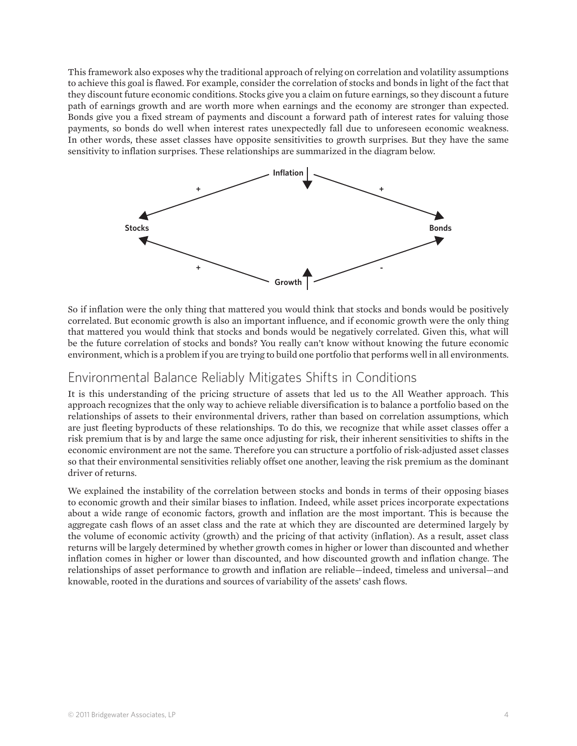This framework also exposes why the traditional approach of relying on correlation and volatility assumptions to achieve this goal is flawed. For example, consider the correlation of stocks and bonds in light of the fact that they discount future economic conditions. Stocks give you a claim on future earnings, so they discount a future path of earnings growth and are worth more when earnings and the economy are stronger than expected. Bonds give you a fixed stream of payments and discount a forward path of interest rates for valuing those payments, so bonds do well when interest rates unexpectedly fall due to unforeseen economic weakness. In other words, these asset classes have opposite sensitivities to growth surprises. But they have the same sensitivity to inflation surprises. These relationships are summarized in the diagram below.

Inflation ↓

\+ Stocks | Bonds +

\+ Stocks | Bonds -

Growth ↑

So if inflation were the only thing that mattered you would think that stocks and bonds would be positively correlated. But economic growth is also an important influence, and if economic growth were the only thing that mattered you would think that stocks and bonds would be negatively correlated. Given this, what will be the future correlation of stocks and bonds? You really can't know without knowing the future economic environment, which is a problem if you are trying to build one portfolio that performs well in all environments.

## Environmental Balance Reliably Mitigates Shifts in Conditions

It is this understanding of the pricing structure of assets that led us to the All Weather approach. This approach recognizes that the only way to achieve reliable diversification is to balance a portfolio based on the relationships of assets to their environmental drivers, rather than based on correlation assumptions, which are just fleeting byproducts of these relationships. To do this, we recognize that while asset classes offer a risk premium that is by and large the same once adjusting for risk, their inherent sensitivities to shifts in the economic environment are not the same. Therefore you can structure a portfolio of risk-adjusted asset classes so that their environmental sensitivities reliably offset one another, leaving the risk premium as the dominant driver of returns.

We explained the instability of the correlation between stocks and bonds in terms of their opposing biases to economic growth and their similar biases to inflation. Indeed, while asset prices incorporate expectations about a wide range of economic factors, growth and inflation are the most important. This is because the aggregate cash flows of an asset class and the rate at which they are discounted are determined largely by the volume of economic activity (growth) and the pricing of that activity (inflation). As a result, asset class returns will be largely determined by whether growth comes in higher or lower than discounted and whether inflation comes in higher or lower than discounted, and how discounted growth and inflation change. The relationships of asset performance to growth and inflation are reliable—indeed, timeless and universal—and knowable, rooted in the durations and sources of variability of the assets' cash flows.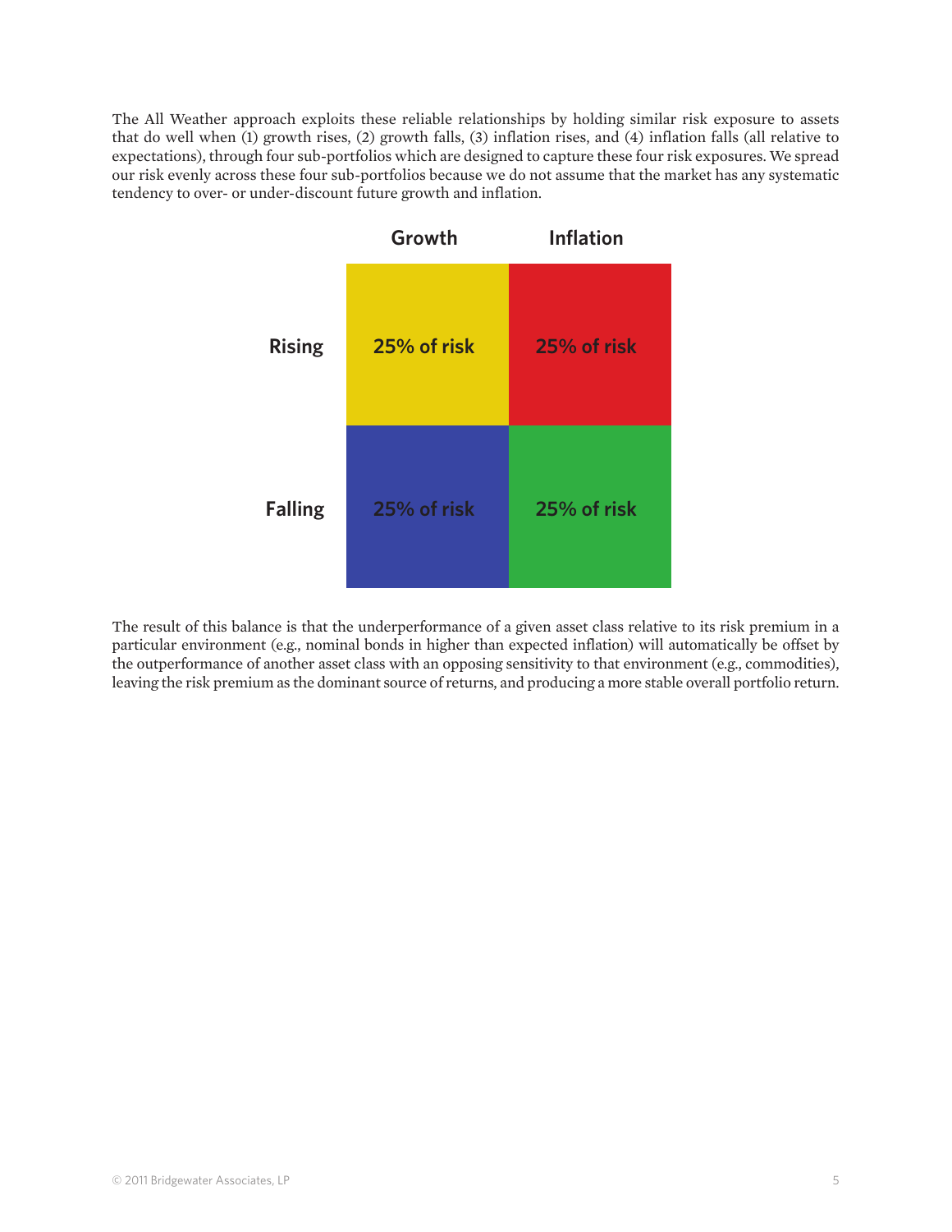The All Weather approach exploits these reliable relationships by holding similar risk exposure to assets that do well when (1) growth rises, (2) growth falls, (3) inflation rises, and (4) inflation falls (all relative to expectations), through four sub-portfolios which are designed to capture these four risk exposures. We spread our risk evenly across these four sub-portfolios because we do not assume that the market has any systematic tendency to over- or under-discount future growth and inflation.

| | Growth | Inflation |
| --- | --- | --- |
| **Rising** | 25% of risk | 25% of risk |
| **Falling** | 25% of risk | 25% of risk |

The result of this balance is that the underperformance of a given asset class relative to its risk premium in a particular environment (e.g., nominal bonds in higher than expected inflation) will automatically be offset by the outperformance of another asset class with an opposing sensitivity to that environment (e.g., commodities), leaving the risk premium as the dominant source of returns, and producing a more stable overall portfolio return.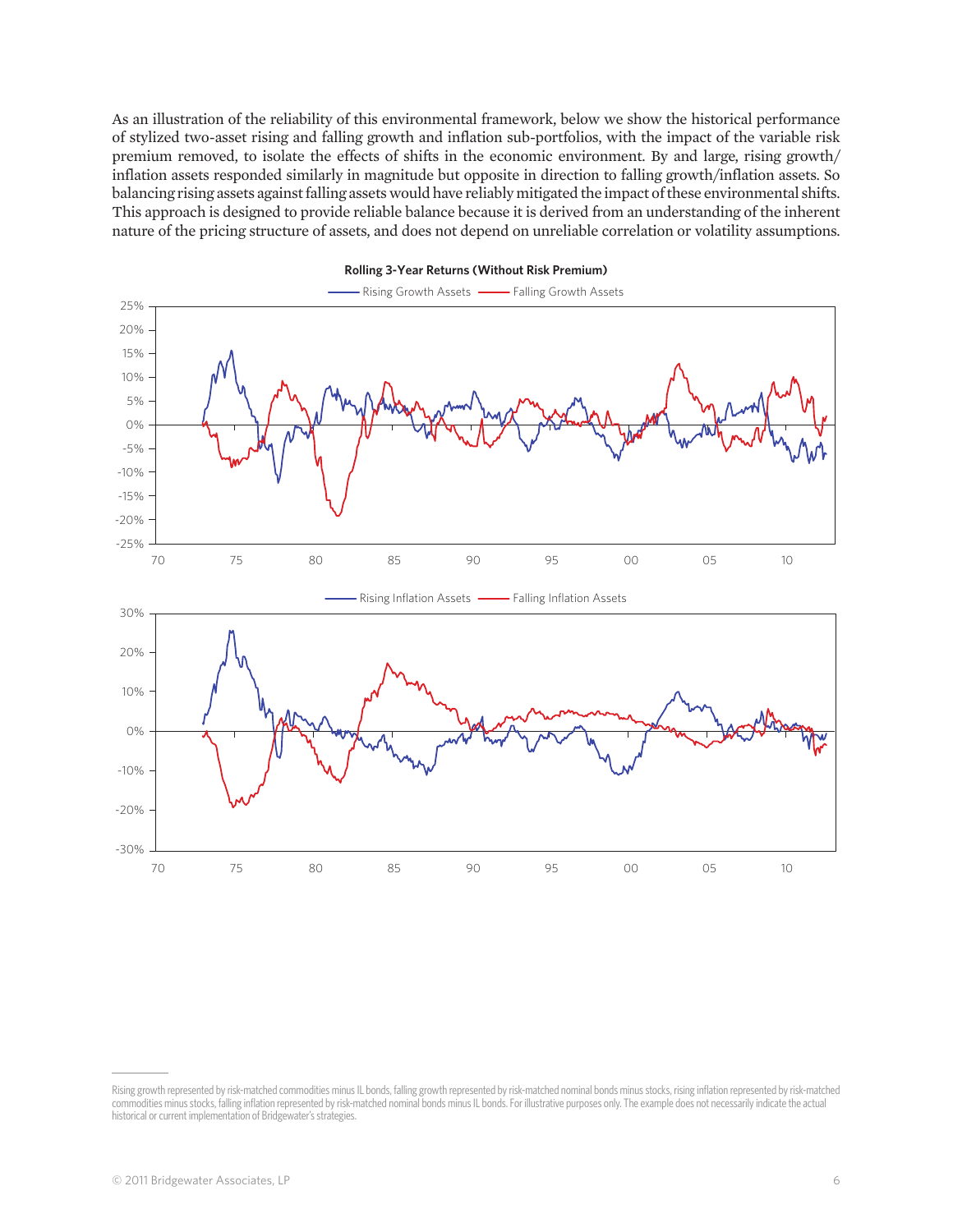As an illustration of the reliability of this environmental framework, below we show the historical performance of stylized two-asset rising and falling growth and inflation sub-portfolios, with the impact of the variable risk premium removed, to isolate the effects of shifts in the economic environment. By and large, rising growth/inflation assets responded similarly in magnitude but opposite in direction to falling growth/inflation assets. So balancing rising assets against falling assets would have reliably mitigated the impact of these environmental shifts. This approach is designed to provide reliable balance because it is derived from an understanding of the inherent nature of the pricing structure of assets, and does not depend on unreliable correlation or volatility assumptions.

**Rolling 3-Year Returns (Without Risk Premium)**

Rising growth represented by risk-matched commodities minus IL bonds, falling growth represented by risk-matched nominal bonds minus stocks, rising inflation represented by risk-matched commodities minus stocks, falling inflation represented by risk-matched nominal bonds minus IL bonds. For illustrative purposes only. The example does not necessarily indicate the actual historical or current implementation of Bridgewater's strategies.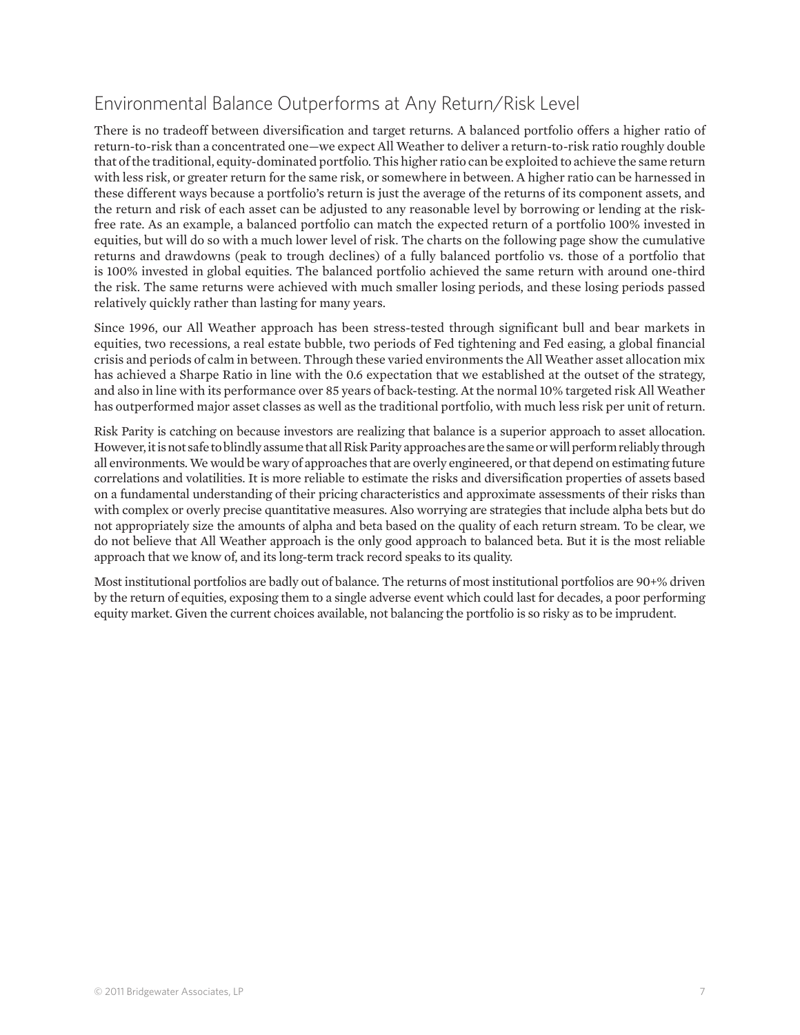## Environmental Balance Outperforms at Any Return/Risk Level

There is no tradeoff between diversification and target returns. A balanced portfolio offers a higher ratio of return-to-risk than a concentrated one—we expect All Weather to deliver a return-to-risk ratio roughly double that of the traditional, equity-dominated portfolio. This higher ratio can be exploited to achieve the same return with less risk, or greater return for the same risk, or somewhere in between. A higher ratio can be harnessed in these different ways because a portfolio's return is just the average of the returns of its component assets, and the return and risk of each asset can be adjusted to any reasonable level by borrowing or lending at the risk-free rate. As an example, a balanced portfolio can match the expected return of a portfolio 100% invested in equities, but will do so with a much lower level of risk. The charts on the following page show the cumulative returns and drawdowns (peak to trough declines) of a fully balanced portfolio vs. those of a portfolio that is 100% invested in global equities. The balanced portfolio achieved the same return with around one-third the risk. The same returns were achieved with much smaller losing periods, and these losing periods passed relatively quickly rather than lasting for many years.

Since 1996, our All Weather approach has been stress-tested through significant bull and bear markets in equities, two recessions, a real estate bubble, two periods of Fed tightening and Fed easing, a global financial crisis and periods of calm in between. Through these varied environments the All Weather asset allocation mix has achieved a Sharpe Ratio in line with the 0.6 expectation that we established at the outset of the strategy, and also in line with its performance over 85 years of back-testing. At the normal 10% targeted risk All Weather has outperformed major asset classes as well as the traditional portfolio, with much less risk per unit of return.

Risk Parity is catching on because investors are realizing that balance is a superior approach to asset allocation. However, it is not safe to blindly assume that all Risk Parity approaches are the same or will perform reliably through all environments. We would be wary of approaches that are overly engineered, or that depend on estimating future correlations and volatilities. It is more reliable to estimate the risks and diversification properties of assets based on a fundamental understanding of their pricing characteristics and approximate assessments of their risks than with complex or overly precise quantitative measures. Also worrying are strategies that include alpha bets but do not appropriately size the amounts of alpha and beta based on the quality of each return stream. To be clear, we do not believe that All Weather approach is the only good approach to balanced beta. But it is the most reliable approach that we know of, and its long-term track record speaks to its quality.

Most institutional portfolios are badly out of balance. The returns of most institutional portfolios are 90+% driven by the return of equities, exposing them to a single adverse event which could last for decades, a poor performing equity market. Given the current choices available, not balancing the portfolio is so risky as to be imprudent.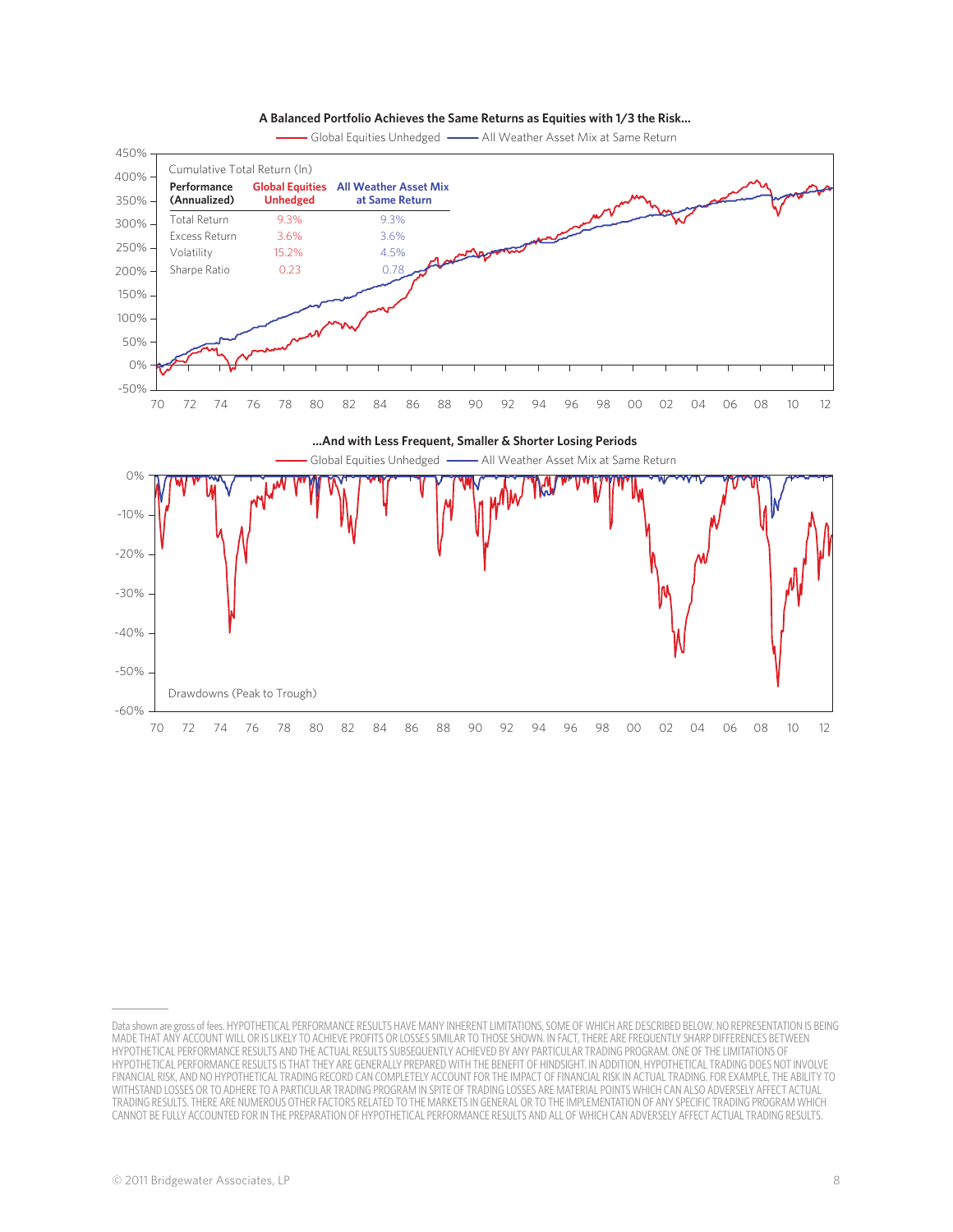### A Balanced Portfolio Achieves the Same Returns as Equities with 1/3 the Risk...

Cumulative Total Return (ln)

| Performance (Annualized) | Global Equities Unhedged | All Weather Asset Mix at Same Return |
|---|---|---|
| Total Return | 9.3% | 9.3% |
| Excess Return | 3.6% | 3.6% |
| Volatility | 15.2% | 4.5% |
| Sharpe Ratio | 0.23 | 0.78 |

### ...And with Less Frequent, Smaller & Shorter Losing Periods

Drawdowns (Peak to Trough)

Data shown are gross of fees. HYPOTHETICAL PERFORMANCE RESULTS HAVE MANY INHERENT LIMITATIONS, SOME OF WHICH ARE DESCRIBED BELOW. NO REPRESENTATION IS BEING MADE THAT ANY ACCOUNT WILL OR IS LIKELY TO ACHIEVE PROFITS OR LOSSES SIMILAR TO THOSE SHOWN. IN FACT, THERE ARE FREQUENTLY SHARP DIFFERENCES BETWEEN HYPOTHETICAL PERFORMANCE RESULTS AND THE ACTUAL RESULTS SUBSEQUENTLY ACHIEVED BY ANY PARTICULAR TRADING PROGRAM. ONE OF THE LIMITATIONS OF HYPOTHETICAL PERFORMANCE RESULTS IS THAT THEY ARE GENERALLY PREPARED WITH THE BENEFIT OF HINDSIGHT. IN ADDITION, HYPOTHETICAL TRADING DOES NOT INVOLVE FINANCIAL RISK, AND NO HYPOTHETICAL TRADING RECORD CAN COMPLETELY ACCOUNT FOR THE IMPACT OF FINANCIAL RISK IN ACTUAL TRADING. FOR EXAMPLE, THE ABILITY TO WITHSTAND LOSSES OR TO ADHERE TO A PARTICULAR TRADING PROGRAM IN SPITE OF TRADING LOSSES ARE MATERIAL POINTS WHICH CAN ALSO ADVERSELY AFFECT ACTUAL TRADING RESULTS. THERE ARE NUMEROUS OTHER FACTORS RELATED TO THE MARKETS IN GENERAL OR TO THE IMPLEMENTATION OF ANY SPECIFIC TRADING PROGRAM WHICH CANNOT BE FULLY ACCOUNTED FOR IN THE PREPARATION OF HYPOTHETICAL PERFORMANCE RESULTS AND ALL OF WHICH CAN ADVERSELY AFFECT ACTUAL TRADING RESULTS.

© 2011 Bridgewater Associates, LP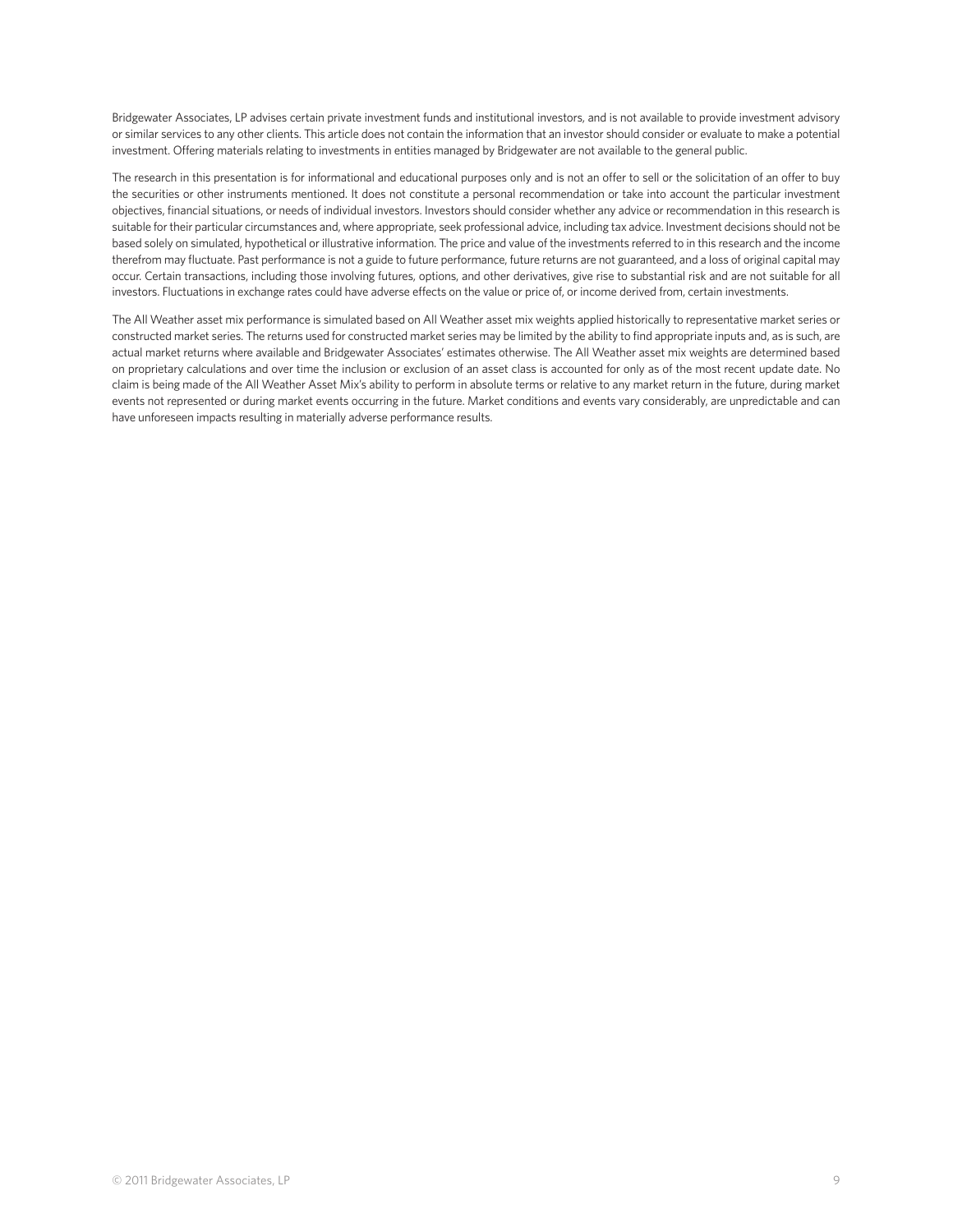Bridgewater Associates, LP advises certain private investment funds and institutional investors, and is not available to provide investment advisory or similar services to any other clients. This article does not contain the information that an investor should consider or evaluate to make a potential investment. Offering materials relating to investments in entities managed by Bridgewater are not available to the general public.

The research in this presentation is for informational and educational purposes only and is not an offer to sell or the solicitation of an offer to buy the securities or other instruments mentioned. It does not constitute a personal recommendation or take into account the particular investment objectives, financial situations, or needs of individual investors. Investors should consider whether any advice or recommendation in this research is suitable for their particular circumstances and, where appropriate, seek professional advice, including tax advice. Investment decisions should not be based solely on simulated, hypothetical or illustrative information. The price and value of the investments referred to in this research and the income therefrom may fluctuate. Past performance is not a guide to future performance, future returns are not guaranteed, and a loss of original capital may occur. Certain transactions, including those involving futures, options, and other derivatives, give rise to substantial risk and are not suitable for all investors. Fluctuations in exchange rates could have adverse effects on the value or price of, or income derived from, certain investments.

The All Weather asset mix performance is simulated based on All Weather asset mix weights applied historically to representative market series or constructed market series. The returns used for constructed market series may be limited by the ability to find appropriate inputs and, as is such, are actual market returns where available and Bridgewater Associates' estimates otherwise. The All Weather asset mix weights are determined based on proprietary calculations and over time the inclusion or exclusion of an asset class is accounted for only as of the most recent update date. No claim is being made of the All Weather Asset Mix's ability to perform in absolute terms or relative to any market return in the future, during market events not represented or during market events occurring in the future. Market conditions and events vary considerably, are unpredictable and can have unforeseen impacts resulting in materially adverse performance results.